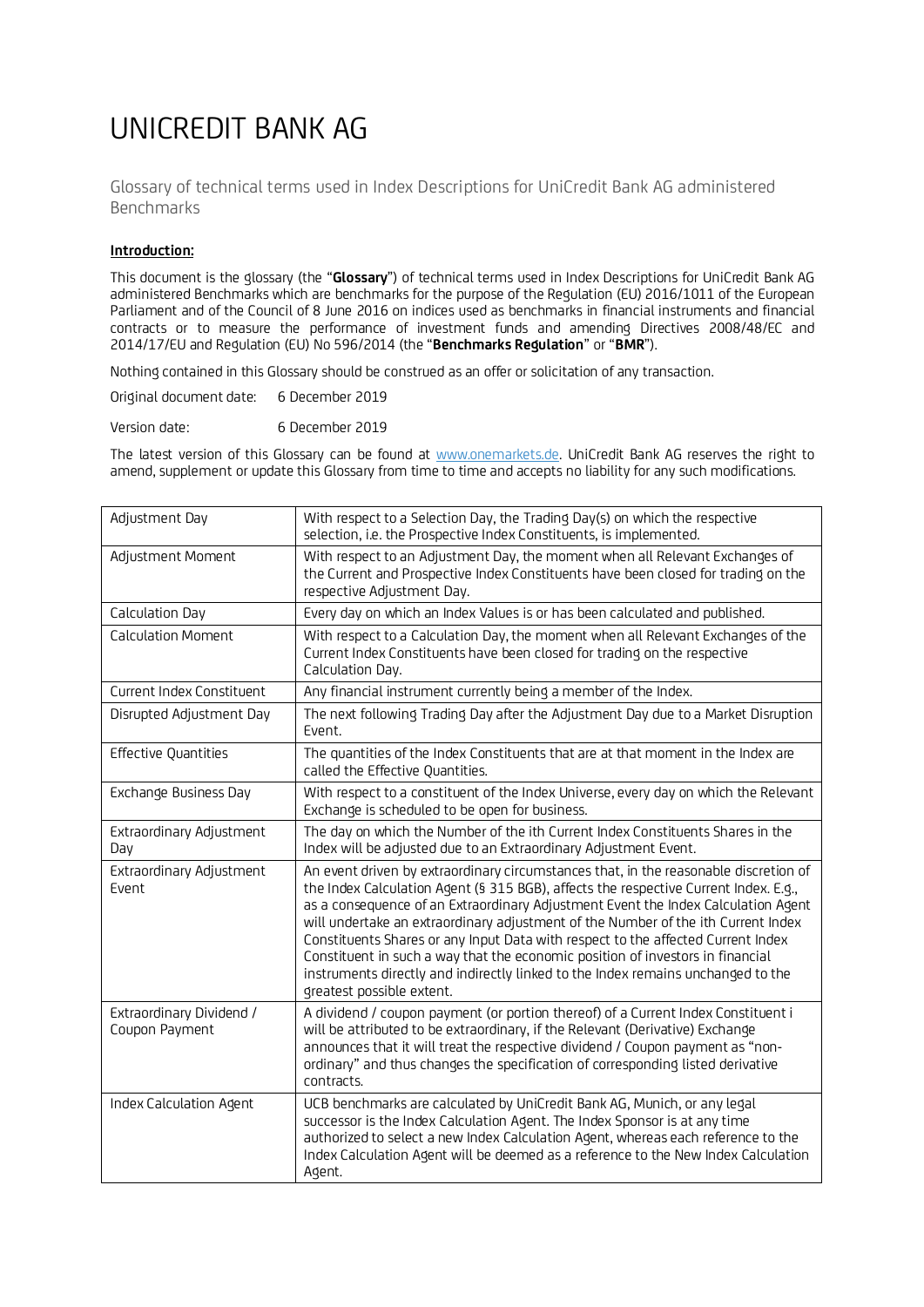# UNICREDIT BANK AG

Glossary of technical terms used in Index Descriptions for UniCredit Bank AG administered Benchmarks

**Introduction:**

This document is the glossary (the "**Glossary**") of technical terms used in Index Descriptions for UniCredit Bank AG administered Benchmarks which are benchmarks for the purpose of the Regulation (EU) 2016/1011 of the European Parliament and of the Council of 8 June 2016 on indices used as benchmarks in financial instruments and financial contracts or to measure the performance of investment funds and amending Directives 2008/48/EC and 2014/17/EU and Regulation (EU) No 596/2014 (the "**Benchmarks Regulation**" or "**BMR**").

Nothing contained in this Glossary should be construed as an offer or solicitation of any transaction.

Original document date: 6 December 2019

Version date: 6 December 2019

The latest version of this Glossary can be found at www.onemarkets.de. UniCredit Bank AG reserves the right to amend, supplement or update this Glossary from time to time and accepts no liability for any such modifications.

| Term | Definition |
|---|---|
| Adjustment Day | With respect to a Selection Day, the Trading Day(s) on which the respective selection, i.e. the Prospective Index Constituents, is implemented. |
| Adjustment Moment | With respect to an Adjustment Day, the moment when all Relevant Exchanges of the Current and Prospective Index Constituents have been closed for trading on the respective Adjustment Day. |
| Calculation Day | Every day on which an Index Values is or has been calculated and published. |
| Calculation Moment | With respect to a Calculation Day, the moment when all Relevant Exchanges of the Current Index Constituents have been closed for trading on the respective Calculation Day. |
| Current Index Constituent | Any financial instrument currently being a member of the Index. |
| Disrupted Adjustment Day | The next following Trading Day after the Adjustment Day due to a Market Disruption Event. |
| Effective Quantities | The quantities of the Index Constituents that are at that moment in the Index are called the Effective Quantities. |
| Exchange Business Day | With respect to a constituent of the Index Universe, every day on which the Relevant Exchange is scheduled to be open for business. |
| Extraordinary Adjustment Day | The day on which the Number of the ith Current Index Constituents Shares in the Index will be adjusted due to an Extraordinary Adjustment Event. |
| Extraordinary Adjustment Event | An event driven by extraordinary circumstances that, in the reasonable discretion of the Index Calculation Agent (§ 315 BGB), affects the respective Current Index. E.g., as a consequence of an Extraordinary Adjustment Event the Index Calculation Agent will undertake an extraordinary adjustment of the Number of the ith Current Index Constituents Shares or any Input Data with respect to the affected Current Index Constituent in such a way that the economic position of investors in financial instruments directly and indirectly linked to the Index remains unchanged to the greatest possible extent. |
| Extraordinary Dividend / Coupon Payment | A dividend / coupon payment (or portion thereof) of a Current Index Constituent i will be attributed to be extraordinary, if the Relevant (Derivative) Exchange announces that it will treat the respective dividend / Coupon payment as "non-ordinary" and thus changes the specification of corresponding listed derivative contracts. |
| Index Calculation Agent | UCB benchmarks are calculated by UniCredit Bank AG, Munich, or any legal successor is the Index Calculation Agent. The Index Sponsor is at any time authorized to select a new Index Calculation Agent, whereas each reference to the Index Calculation Agent will be deemed as a reference to the New Index Calculation Agent. |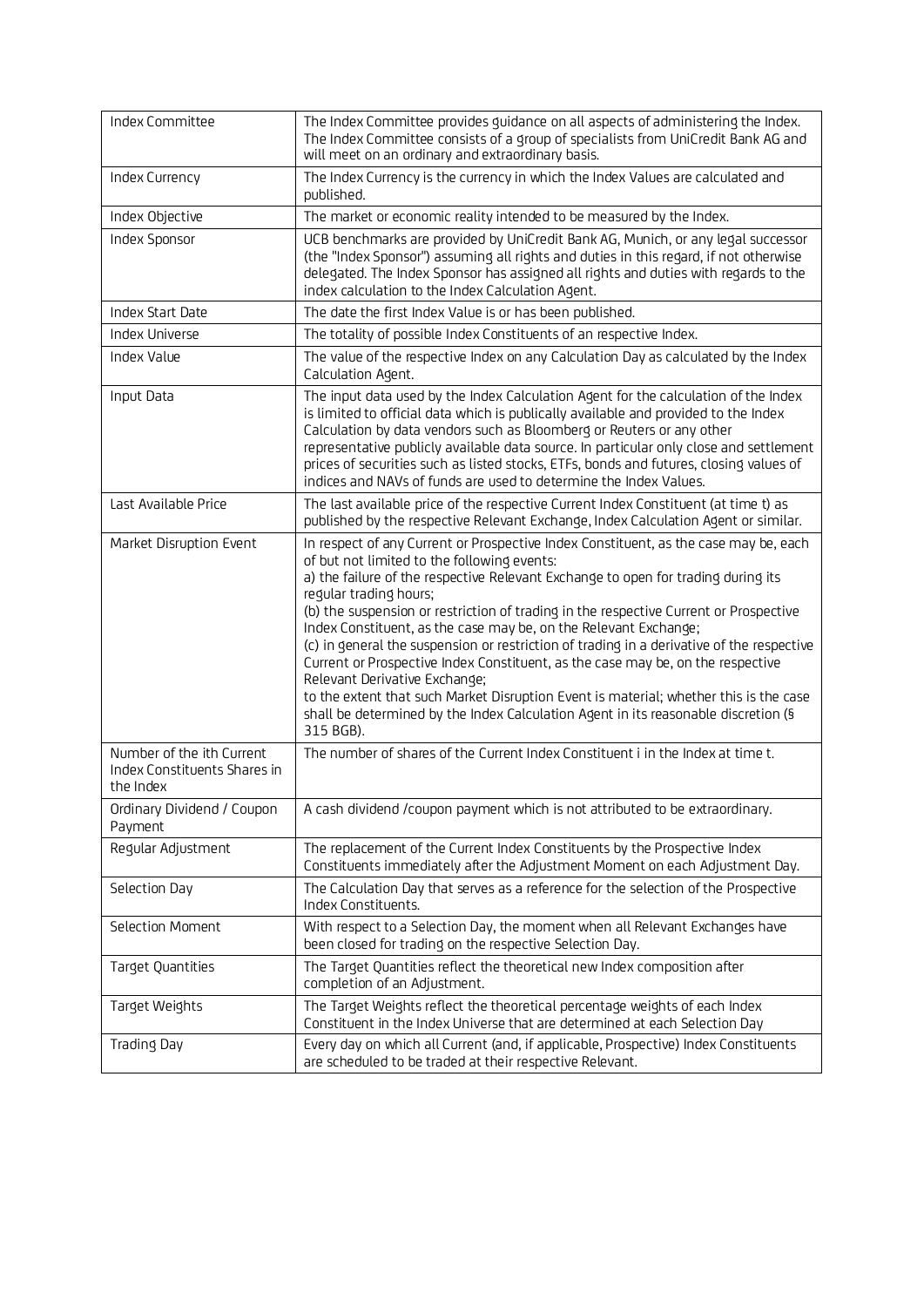| | |
|---|---|
| Index Committee | The Index Committee provides guidance on all aspects of administering the Index. The Index Committee consists of a group of specialists from UniCredit Bank AG and will meet on an ordinary and extraordinary basis. |
| Index Currency | The Index Currency is the currency in which the Index Values are calculated and published. |
| Index Objective | The market or economic reality intended to be measured by the Index. |
| Index Sponsor | UCB benchmarks are provided by UniCredit Bank AG, Munich, or any legal successor (the "Index Sponsor") assuming all rights and duties in this regard, if not otherwise delegated. The Index Sponsor has assigned all rights and duties with regards to the index calculation to the Index Calculation Agent. |
| Index Start Date | The date the first Index Value is or has been published. |
| Index Universe | The totality of possible Index Constituents of an respective Index. |
| Index Value | The value of the respective Index on any Calculation Day as calculated by the Index Calculation Agent. |
| Input Data | The input data used by the Index Calculation Agent for the calculation of the Index is limited to official data which is publically available and provided to the Index Calculation by data vendors such as Bloomberg or Reuters or any other representative publicly available data source. In particular only close and settlement prices of securities such as listed stocks, ETFs, bonds and futures, closing values of indices and NAVs of funds are used to determine the Index Values. |
| Last Available Price | The last available price of the respective Current Index Constituent (at time t) as published by the respective Relevant Exchange, Index Calculation Agent or similar. |
| Market Disruption Event | In respect of any Current or Prospective Index Constituent, as the case may be, each of but not limited to the following events:<br>a) the failure of the respective Relevant Exchange to open for trading during its regular trading hours;<br>(b) the suspension or restriction of trading in the respective Current or Prospective Index Constituent, as the case may be, on the Relevant Exchange;<br>(c) in general the suspension or restriction of trading in a derivative of the respective Current or Prospective Index Constituent, as the case may be, on the respective Relevant Derivative Exchange;<br>to the extent that such Market Disruption Event is material; whether this is the case shall be determined by the Index Calculation Agent in its reasonable discretion (§ 315 BGB). |
| Number of the ith Current Index Constituents Shares in the Index | The number of shares of the Current Index Constituent i in the Index at time t. |
| Ordinary Dividend / Coupon Payment | A cash dividend /coupon payment which is not attributed to be extraordinary. |
| Regular Adjustment | The replacement of the Current Index Constituents by the Prospective Index Constituents immediately after the Adjustment Moment on each Adjustment Day. |
| Selection Day | The Calculation Day that serves as a reference for the selection of the Prospective Index Constituents. |
| Selection Moment | With respect to a Selection Day, the moment when all Relevant Exchanges have been closed for trading on the respective Selection Day. |
| Target Quantities | The Target Quantities reflect the theoretical new Index composition after completion of an Adjustment. |
| Target Weights | The Target Weights reflect the theoretical percentage weights of each Index Constituent in the Index Universe that are determined at each Selection Day |
| Trading Day | Every day on which all Current (and, if applicable, Prospective) Index Constituents are scheduled to be traded at their respective Relevant. |